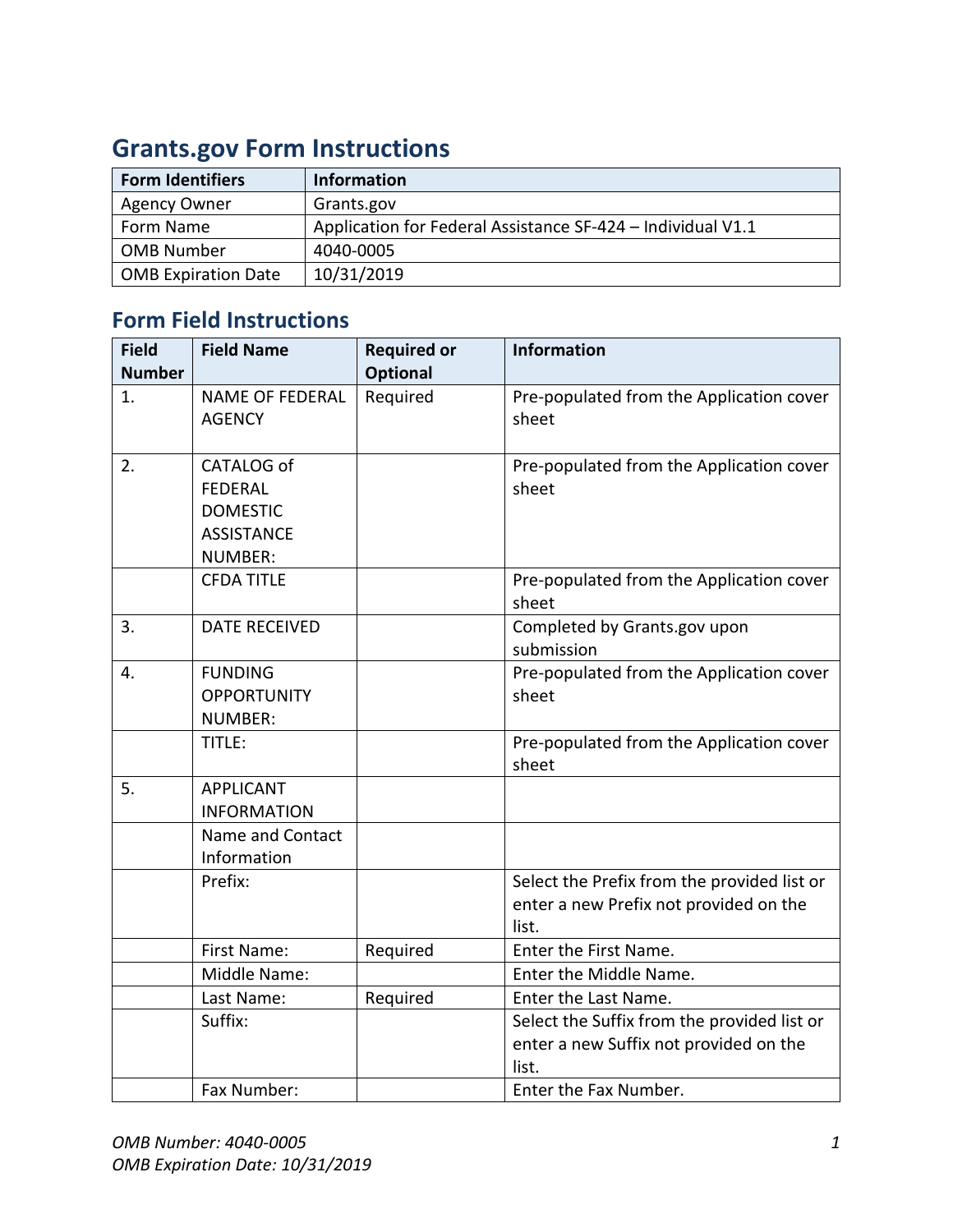# Grants.gov Form Instructions

| Form Identifiers | Information |
|---|---|
| Agency Owner | Grants.gov |
| Form Name | Application for Federal Assistance SF-424 – Individual V1.1 |
| OMB Number | 4040-0005 |
| OMB Expiration Date | 10/31/2019 |

## Form Field Instructions

| Field Number | Field Name | Required or Optional | Information |
|---|---|---|---|
| 1. | NAME OF FEDERAL AGENCY | Required | Pre-populated from the Application cover sheet |
| 2. | CATALOG of FEDERAL DOMESTIC ASSISTANCE NUMBER: | | Pre-populated from the Application cover sheet |
| | CFDA TITLE | | Pre-populated from the Application cover sheet |
| 3. | DATE RECEIVED | | Completed by Grants.gov upon submission |
| 4. | FUNDING OPPORTUNITY NUMBER: | | Pre-populated from the Application cover sheet |
| | TITLE: | | Pre-populated from the Application cover sheet |
| 5. | APPLICANT INFORMATION | | |
| | Name and Contact Information | | |
| | Prefix: | | Select the Prefix from the provided list or enter a new Prefix not provided on the list. |
| | First Name: | Required | Enter the First Name. |
| | Middle Name: | | Enter the Middle Name. |
| | Last Name: | Required | Enter the Last Name. |
| | Suffix: | | Select the Suffix from the provided list or enter a new Suffix not provided on the list. |
| | Fax Number: | | Enter the Fax Number. |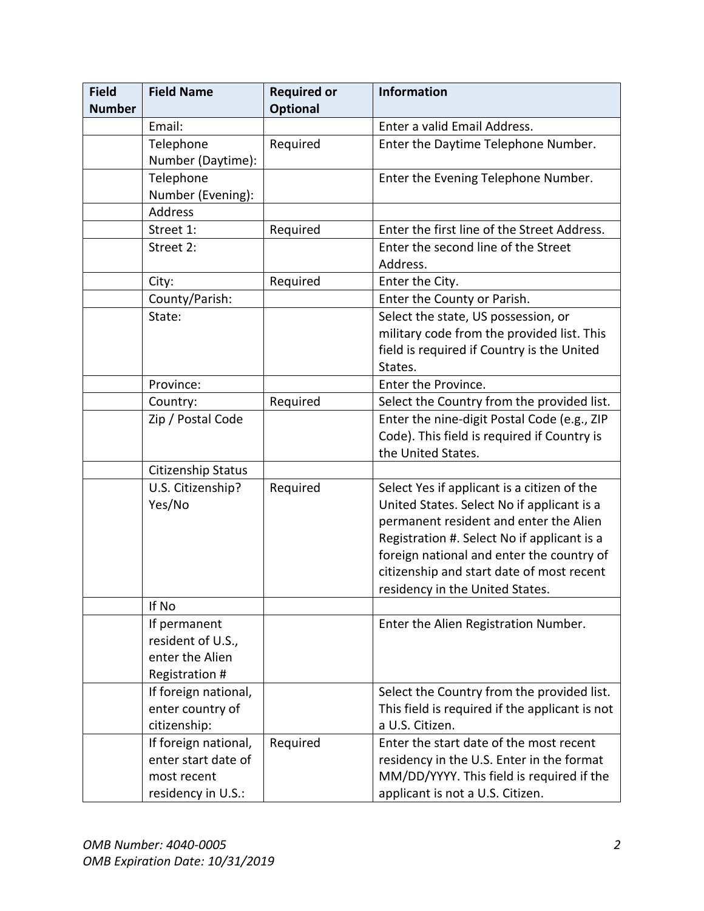| Field Number | Field Name | Required or Optional | Information |
|---|---|---|---|
| | Email: | | Enter a valid Email Address. |
| | Telephone Number (Daytime): | Required | Enter the Daytime Telephone Number. |
| | Telephone Number (Evening): | | Enter the Evening Telephone Number. |
| | Address | | |
| | Street 1: | Required | Enter the first line of the Street Address. |
| | Street 2: | | Enter the second line of the Street Address. |
| | City: | Required | Enter the City. |
| | County/Parish: | | Enter the County or Parish. |
| | State: | | Select the state, US possession, or military code from the provided list. This field is required if Country is the United States. |
| | Province: | | Enter the Province. |
| | Country: | Required | Select the Country from the provided list. |
| | Zip / Postal Code | | Enter the nine-digit Postal Code (e.g., ZIP Code). This field is required if Country is the United States. |
| | Citizenship Status | | |
| | U.S. Citizenship? Yes/No | Required | Select Yes if applicant is a citizen of the United States. Select No if applicant is a permanent resident and enter the Alien Registration #. Select No if applicant is a foreign national and enter the country of citizenship and start date of most recent residency in the United States. |
| | If No | | |
| | If permanent resident of U.S., enter the Alien Registration # | | Enter the Alien Registration Number. |
| | If foreign national, enter country of citizenship: | | Select the Country from the provided list. This field is required if the applicant is not a U.S. Citizen. |
| | If foreign national, enter start date of most recent residency in U.S.: | Required | Enter the start date of the most recent residency in the U.S. Enter in the format MM/DD/YYYY. This field is required if the applicant is not a U.S. Citizen. |

*OMB Number: 4040-0005*
*OMB Expiration Date: 10/31/2019*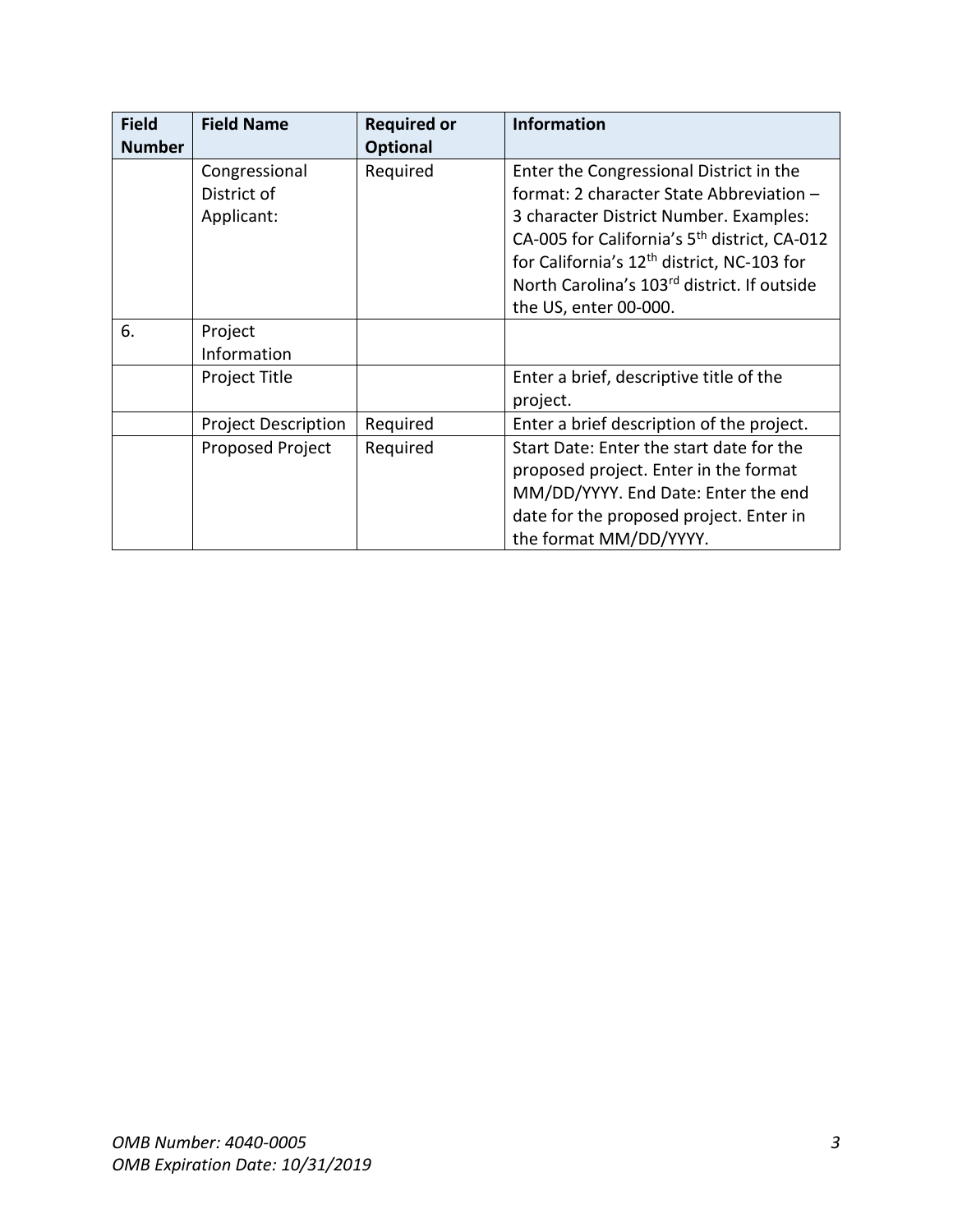| Field Number | Field Name | Required or Optional | Information |
|---|---|---|---|
| | Congressional District of Applicant: | Required | Enter the Congressional District in the format: 2 character State Abbreviation – 3 character District Number. Examples: CA-005 for California's 5th district, CA-012 for California's 12th district, NC-103 for North Carolina's 103rd district. If outside the US, enter 00-000. |
| 6. | Project Information | | |
| | Project Title | | Enter a brief, descriptive title of the project. |
| | Project Description | Required | Enter a brief description of the project. |
| | Proposed Project | Required | Start Date: Enter the start date for the proposed project. Enter in the format MM/DD/YYYY. End Date: Enter the end date for the proposed project. Enter in the format MM/DD/YYYY. |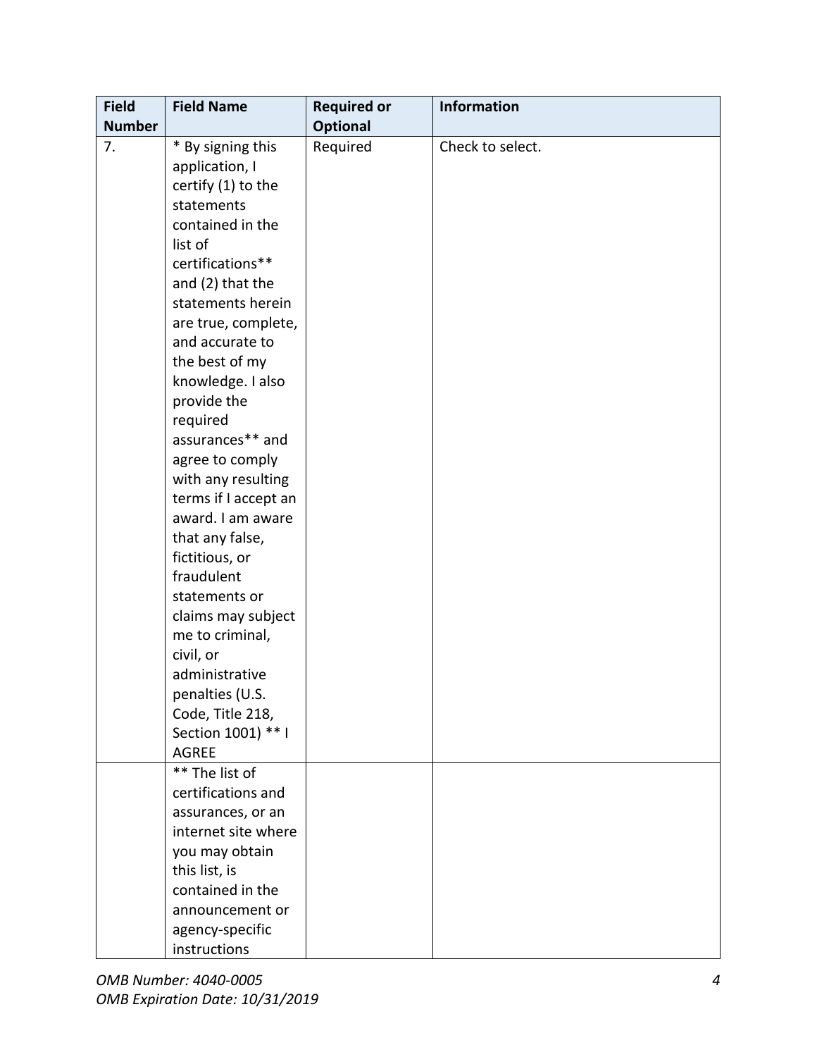| Field Number | Field Name | Required or Optional | Information |
|---|---|---|---|
| 7. | * By signing this application, I certify (1) to the statements contained in the list of certifications** and (2) that the statements herein are true, complete, and accurate to the best of my knowledge. I also provide the required assurances** and agree to comply with any resulting terms if I accept an award. I am aware that any false, fictitious, or fraudulent statements or claims may subject me to criminal, civil, or administrative penalties (U.S. Code, Title 218, Section 1001) ** I AGREE | Required | Check to select. |
| | ** The list of certifications and assurances, or an internet site where you may obtain this list, is contained in the announcement or agency-specific instructions | | |

*OMB Number: 4040-0005*
*OMB Expiration Date: 10/31/2019*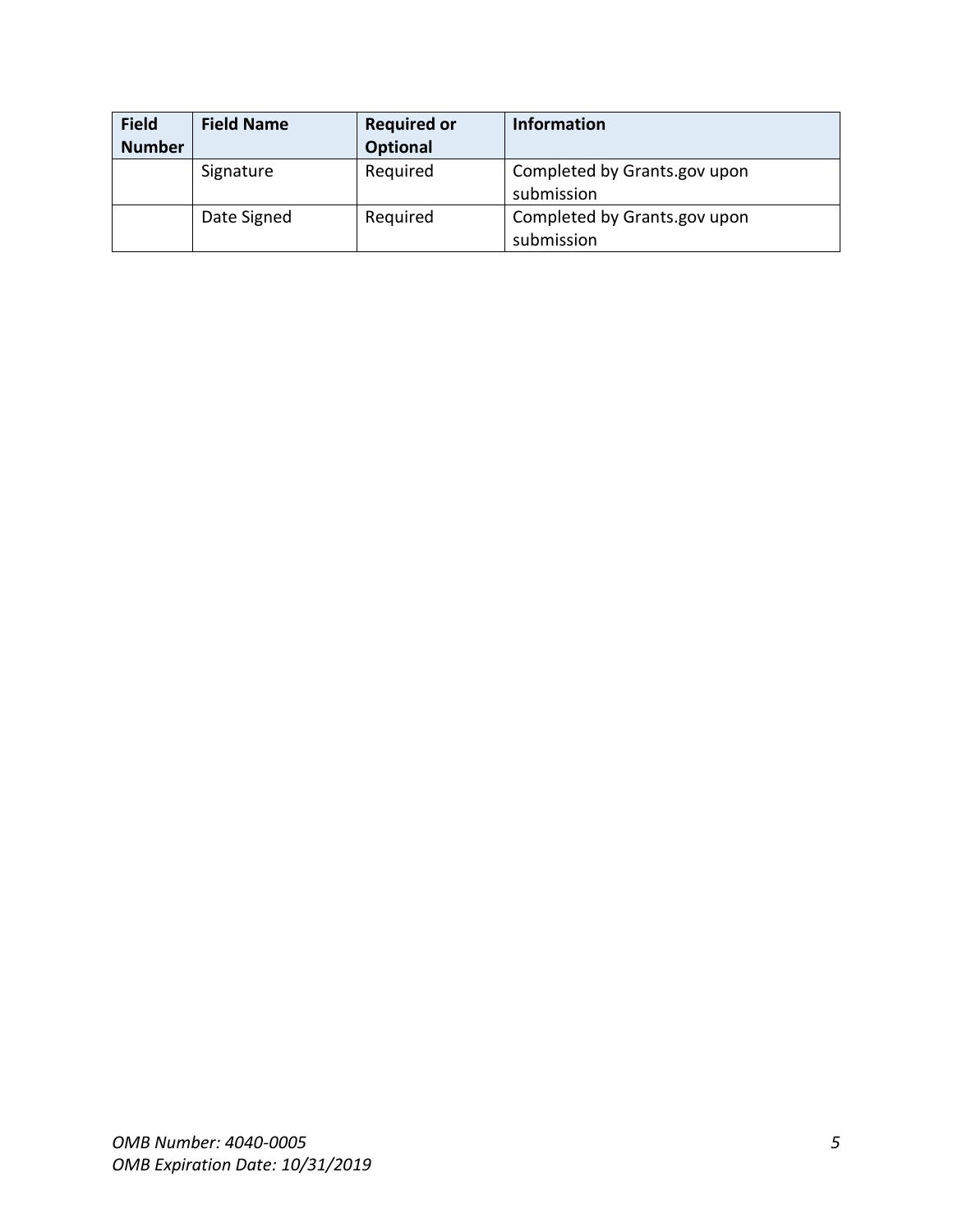| Field Number | Field Name | Required or Optional | Information |
|---|---|---|---|
| | Signature | Required | Completed by Grants.gov upon submission |
| | Date Signed | Required | Completed by Grants.gov upon submission |